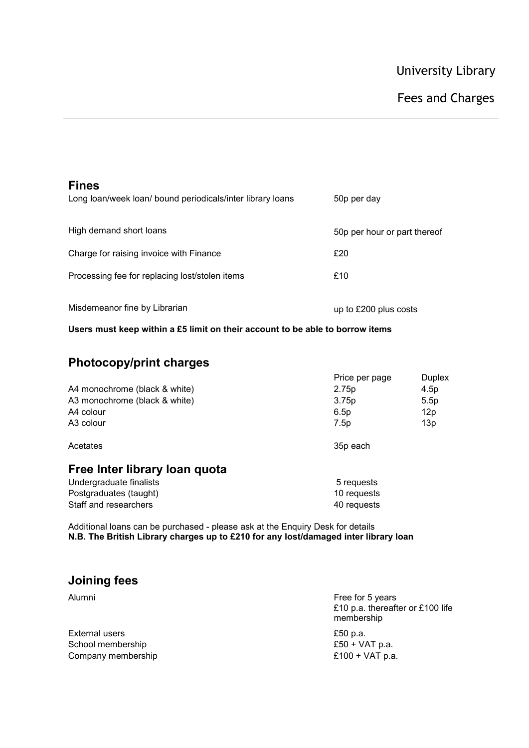# University Library

## Fees and Charges

## Fines

| | |
|---|---|
| Long loan/week loan/ bound periodicals/inter library loans | 50p per day |
| High demand short loans | 50p per hour or part thereof |
| Charge for raising invoice with Finance | £20 |
| Processing fee for replacing lost/stolen items | £10 |
| Misdemeanor fine by Librarian | up to £200 plus costs |

**Users must keep within a £5 limit on their account to be able to borrow items**

## Photocopy/print charges

| | Price per page | Duplex |
|---|---|---|
| A4 monochrome (black & white) | 2.75p | 4.5p |
| A3 monochrome (black & white) | 3.75p | 5.5p |
| A4 colour | 6.5p | 12p |
| A3 colour | 7.5p | 13p |
| Acetates | 35p each | |

## Free Inter library loan quota

| | |
|---|---|
| Undergraduate finalists | 5 requests |
| Postgraduates (taught) | 10 requests |
| Staff and researchers | 40 requests |

Additional loans can be purchased - please ask at the Enquiry Desk for details
**N.B. The British Library charges up to £210 for any lost/damaged inter library loan**

## Joining fees

| | |
|---|---|
| Alumni | Free for 5 years<br>£10 p.a. thereafter or £100 life membership |
| External users | £50 p.a. |
| School membership | £50 + VAT p.a. |
| Company membership | £100 + VAT p.a. |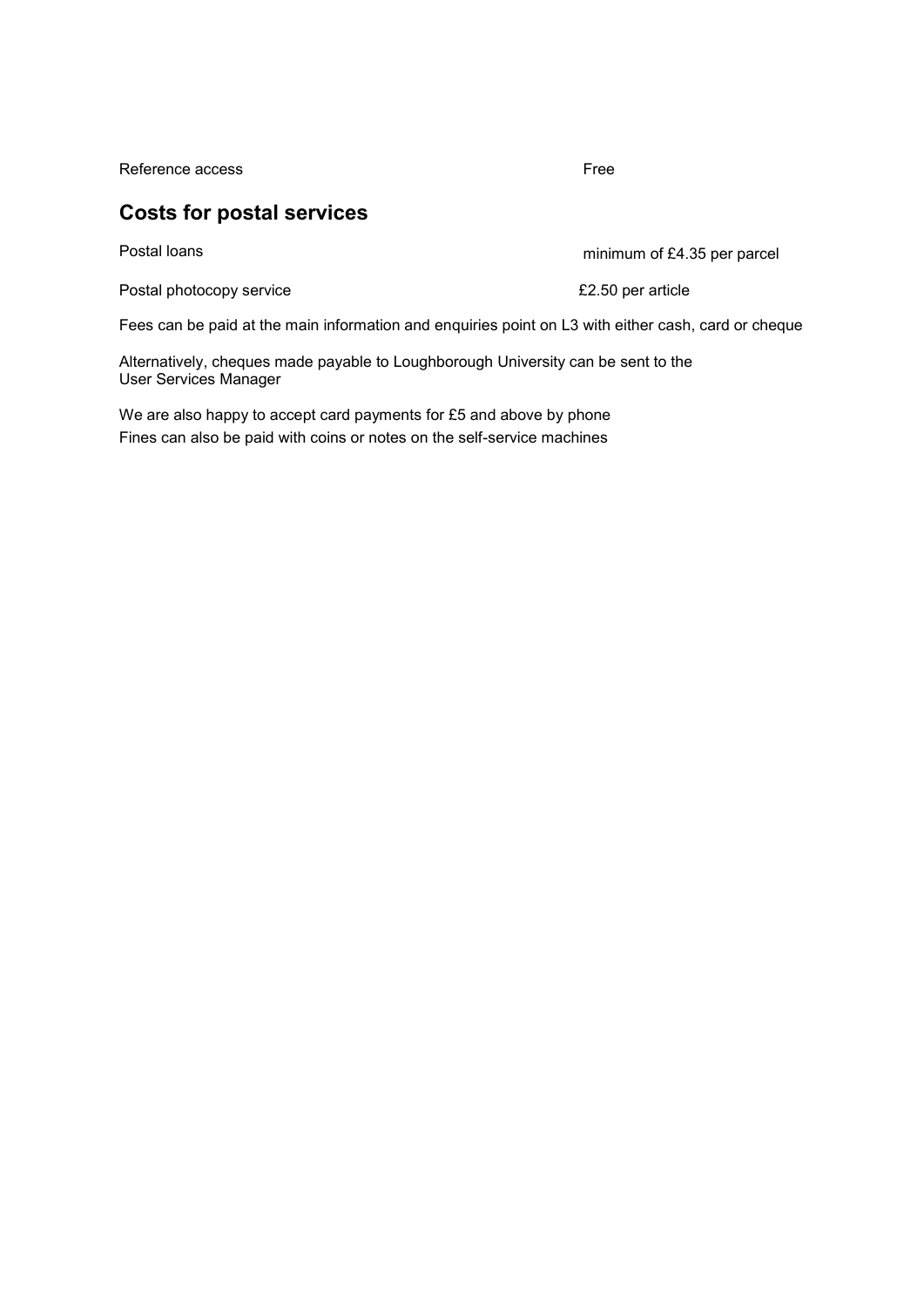| | |
|---|---|
| Reference access | Free |

## Costs for postal services

| | |
|---|---|
| Postal loans | minimum of £4.35 per parcel |
| Postal photocopy service | £2.50 per article |

Fees can be paid at the main information and enquiries point on L3 with either cash, card or cheque

Alternatively, cheques made payable to Loughborough University can be sent to the User Services Manager

We are also happy to accept card payments for £5 and above by phone
Fines can also be paid with coins or notes on the self-service machines